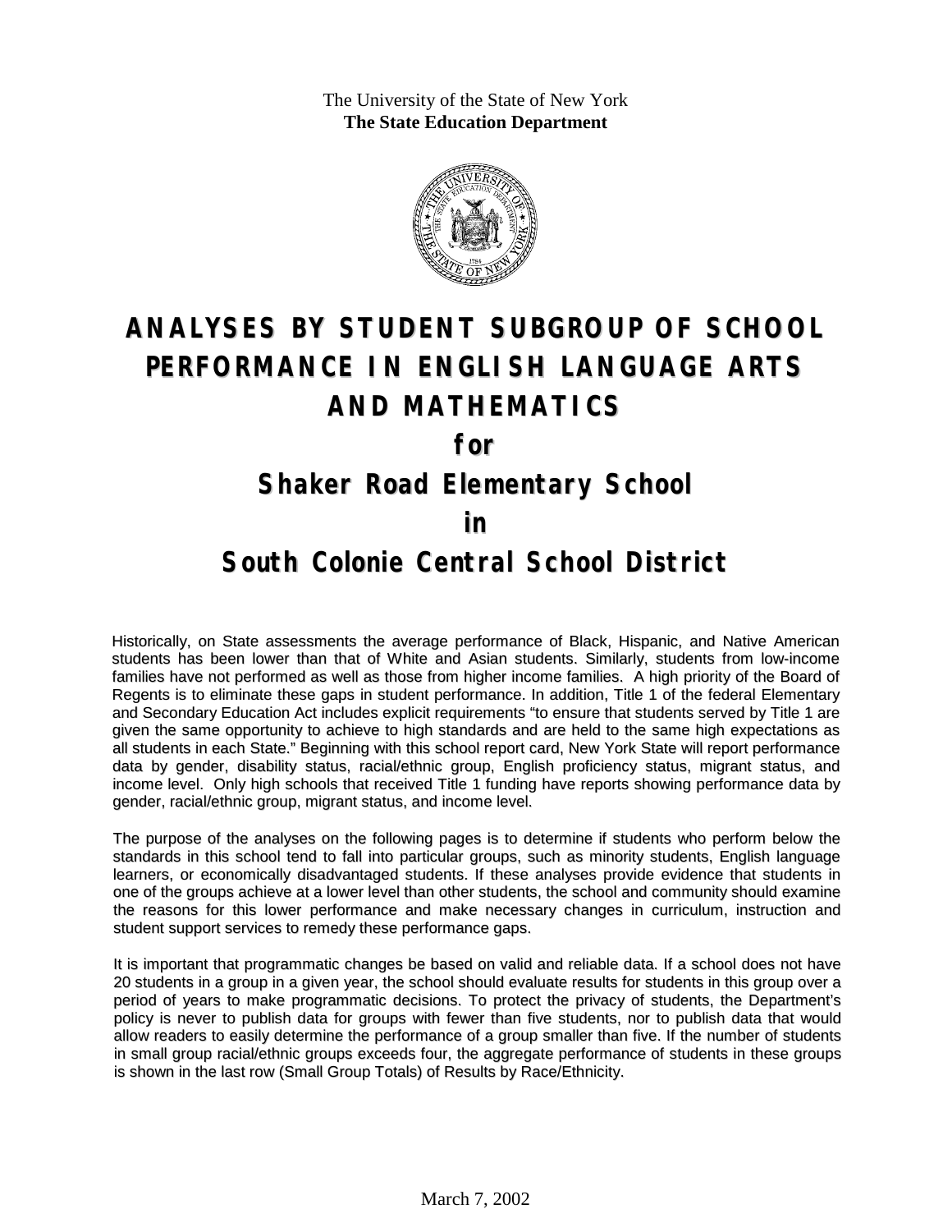The University of the State of New York
**The State Education Department**

# ANALYSES BY STUDENT SUBGROUP OF SCHOOL PERFORMANCE IN ENGLISH LANGUAGE ARTS AND MATHEMATICS

## for

## Shaker Road Elementary School

## in

## South Colonie Central School District

Historically, on State assessments the average performance of Black, Hispanic, and Native American students has been lower than that of White and Asian students. Similarly, students from low-income families have not performed as well as those from higher income families. A high priority of the Board of Regents is to eliminate these gaps in student performance. In addition, Title 1 of the federal Elementary and Secondary Education Act includes explicit requirements "to ensure that students served by Title 1 are given the same opportunity to achieve to high standards and are held to the same high expectations as all students in each State." Beginning with this school report card, New York State will report performance data by gender, disability status, racial/ethnic group, English proficiency status, migrant status, and income level. Only high schools that received Title 1 funding have reports showing performance data by gender, racial/ethnic group, migrant status, and income level.

The purpose of the analyses on the following pages is to determine if students who perform below the standards in this school tend to fall into particular groups, such as minority students, English language learners, or economically disadvantaged students. If these analyses provide evidence that students in one of the groups achieve at a lower level than other students, the school and community should examine the reasons for this lower performance and make necessary changes in curriculum, instruction and student support services to remedy these performance gaps.

It is important that programmatic changes be based on valid and reliable data. If a school does not have 20 students in a group in a given year, the school should evaluate results for students in this group over a period of years to make programmatic decisions. To protect the privacy of students, the Department's policy is never to publish data for groups with fewer than five students, nor to publish data that would allow readers to easily determine the performance of a group smaller than five. If the number of students in small group racial/ethnic groups exceeds four, the aggregate performance of students in these groups is shown in the last row (Small Group Totals) of Results by Race/Ethnicity.

March 7, 2002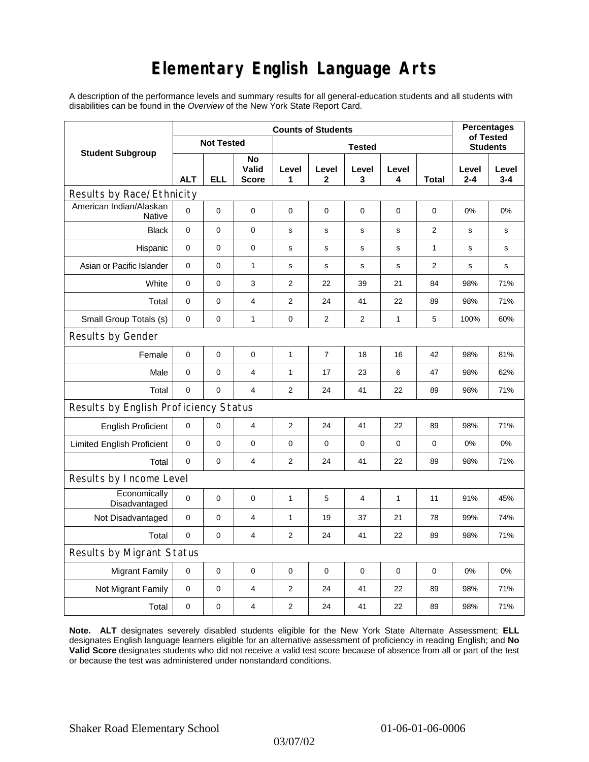# Elementary English Language Arts

A description of the performance levels and summary results for all general-education students and all students with disabilities can be found in the *Overview* of the New York State Report Card.

| Student Subgroup | Counts of Students | | | | | | | | Percentages of Tested Students | |
|---|---|---|---|---|---|---|---|---|---|---|
| | Not Tested | | | Tested | | | | | | |
| | ALT | ELL | No Valid Score | Level 1 | Level 2 | Level 3 | Level 4 | Total | Level 2-4 | Level 3-4 |
| **Results by Race/Ethnicity** | | | | | | | | | | |
| American Indian/Alaskan Native | 0 | 0 | 0 | 0 | 0 | 0 | 0 | 0 | 0% | 0% |
| Black | 0 | 0 | 0 | s | s | s | s | 2 | s | s |
| Hispanic | 0 | 0 | 0 | s | s | s | s | 1 | s | s |
| Asian or Pacific Islander | 0 | 0 | 1 | s | s | s | s | 2 | s | s |
| White | 0 | 0 | 3 | 2 | 22 | 39 | 21 | 84 | 98% | 71% |
| Total | 0 | 0 | 4 | 2 | 24 | 41 | 22 | 89 | 98% | 71% |
| Small Group Totals (s) | 0 | 0 | 1 | 0 | 2 | 2 | 1 | 5 | 100% | 60% |
| **Results by Gender** | | | | | | | | | | |
| Female | 0 | 0 | 0 | 1 | 7 | 18 | 16 | 42 | 98% | 81% |
| Male | 0 | 0 | 4 | 1 | 17 | 23 | 6 | 47 | 98% | 62% |
| Total | 0 | 0 | 4 | 2 | 24 | 41 | 22 | 89 | 98% | 71% |
| **Results by English Proficiency Status** | | | | | | | | | | |
| English Proficient | 0 | 0 | 4 | 2 | 24 | 41 | 22 | 89 | 98% | 71% |
| Limited English Proficient | 0 | 0 | 0 | 0 | 0 | 0 | 0 | 0 | 0% | 0% |
| Total | 0 | 0 | 4 | 2 | 24 | 41 | 22 | 89 | 98% | 71% |
| **Results by Income Level** | | | | | | | | | | |
| Economically Disadvantaged | 0 | 0 | 0 | 1 | 5 | 4 | 1 | 11 | 91% | 45% |
| Not Disadvantaged | 0 | 0 | 4 | 1 | 19 | 37 | 21 | 78 | 99% | 74% |
| Total | 0 | 0 | 4 | 2 | 24 | 41 | 22 | 89 | 98% | 71% |
| **Results by Migrant Status** | | | | | | | | | | |
| Migrant Family | 0 | 0 | 0 | 0 | 0 | 0 | 0 | 0 | 0% | 0% |
| Not Migrant Family | 0 | 0 | 4 | 2 | 24 | 41 | 22 | 89 | 98% | 71% |
| Total | 0 | 0 | 4 | 2 | 24 | 41 | 22 | 89 | 98% | 71% |

**Note. ALT** designates severely disabled students eligible for the New York State Alternate Assessment; **ELL** designates English language learners eligible for an alternative assessment of proficiency in reading English; and **No Valid Score** designates students who did not receive a valid test score because of absence from all or part of the test or because the test was administered under nonstandard conditions.

Shaker Road Elementary School 01-06-01-06-0006

03/07/02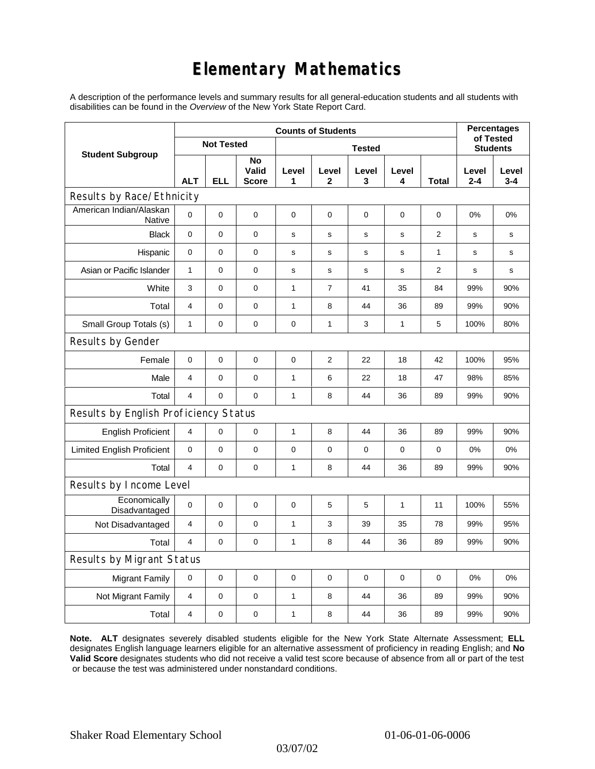# Elementary Mathematics

A description of the performance levels and summary results for all general-education students and all students with disabilities can be found in the *Overview* of the New York State Report Card.

| Student Subgroup | Counts of Students | | | | | | | | Percentages of Tested Students | |
|---|---|---|---|---|---|---|---|---|---|---|
| | Not Tested | | | Tested | | | | | | |
| | ALT | ELL | No Valid Score | Level 1 | Level 2 | Level 3 | Level 4 | Total | Level 2-4 | Level 3-4 |
| **Results by Race/Ethnicity** | | | | | | | | | | |
| American Indian/Alaskan Native | 0 | 0 | 0 | 0 | 0 | 0 | 0 | 0 | 0% | 0% |
| Black | 0 | 0 | 0 | s | s | s | s | 2 | s | s |
| Hispanic | 0 | 0 | 0 | s | s | s | s | 1 | s | s |
| Asian or Pacific Islander | 1 | 0 | 0 | s | s | s | s | 2 | s | s |
| White | 3 | 0 | 0 | 1 | 7 | 41 | 35 | 84 | 99% | 90% |
| Total | 4 | 0 | 0 | 1 | 8 | 44 | 36 | 89 | 99% | 90% |
| Small Group Totals (s) | 1 | 0 | 0 | 0 | 1 | 3 | 1 | 5 | 100% | 80% |
| **Results by Gender** | | | | | | | | | | |
| Female | 0 | 0 | 0 | 0 | 2 | 22 | 18 | 42 | 100% | 95% |
| Male | 4 | 0 | 0 | 1 | 6 | 22 | 18 | 47 | 98% | 85% |
| Total | 4 | 0 | 0 | 1 | 8 | 44 | 36 | 89 | 99% | 90% |
| **Results by English Proficiency Status** | | | | | | | | | | |
| English Proficient | 4 | 0 | 0 | 1 | 8 | 44 | 36 | 89 | 99% | 90% |
| Limited English Proficient | 0 | 0 | 0 | 0 | 0 | 0 | 0 | 0 | 0% | 0% |
| Total | 4 | 0 | 0 | 1 | 8 | 44 | 36 | 89 | 99% | 90% |
| **Results by Income Level** | | | | | | | | | | |
| Economically Disadvantaged | 0 | 0 | 0 | 0 | 5 | 5 | 1 | 11 | 100% | 55% |
| Not Disadvantaged | 4 | 0 | 0 | 1 | 3 | 39 | 35 | 78 | 99% | 95% |
| Total | 4 | 0 | 0 | 1 | 8 | 44 | 36 | 89 | 99% | 90% |
| **Results by Migrant Status** | | | | | | | | | | |
| Migrant Family | 0 | 0 | 0 | 0 | 0 | 0 | 0 | 0 | 0% | 0% |
| Not Migrant Family | 4 | 0 | 0 | 1 | 8 | 44 | 36 | 89 | 99% | 90% |
| Total | 4 | 0 | 0 | 1 | 8 | 44 | 36 | 89 | 99% | 90% |

**Note. ALT** designates severely disabled students eligible for the New York State Alternate Assessment; **ELL** designates English language learners eligible for an alternative assessment of proficiency in reading English; and **No Valid Score** designates students who did not receive a valid test score because of absence from all or part of the test or because the test was administered under nonstandard conditions.

Shaker Road Elementary School 01-06-01-06-0006

03/07/02